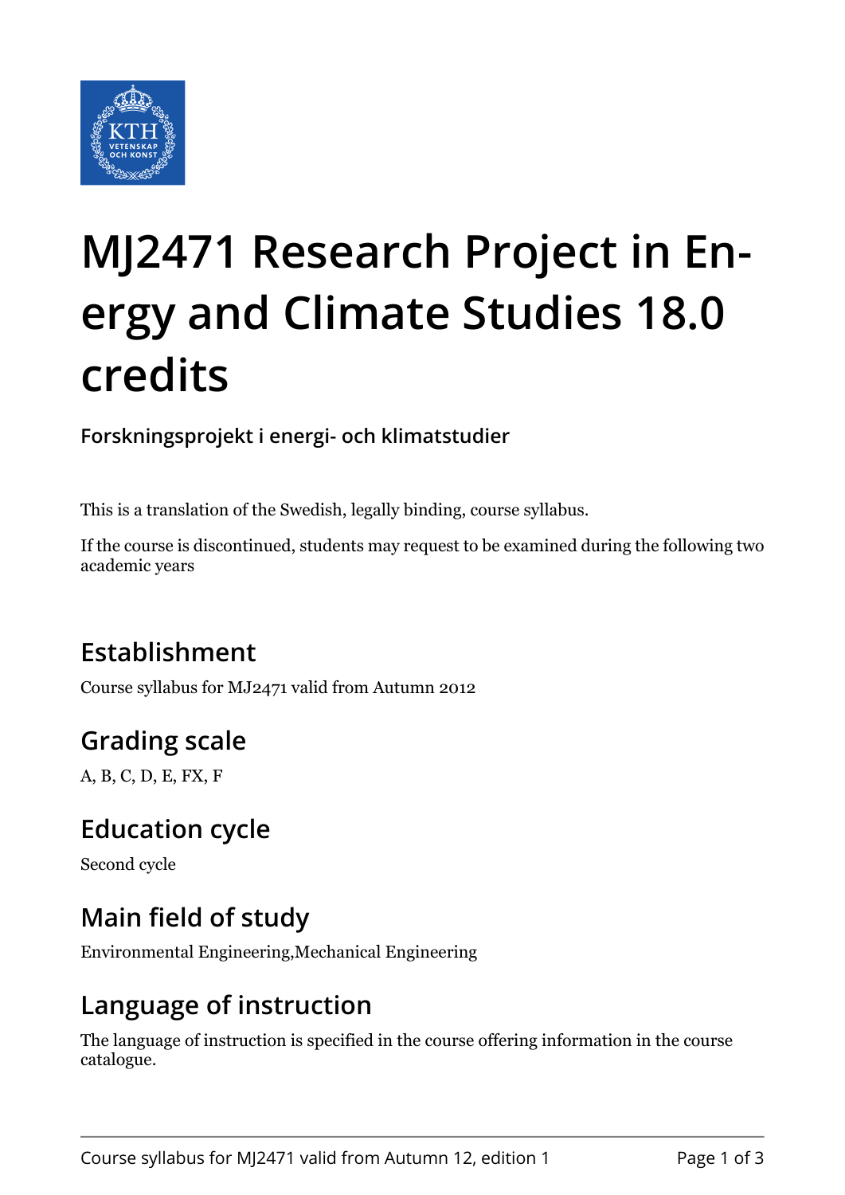# MJ2471 Research Project in Energy and Climate Studies 18.0 credits

**Forskningsprojekt i energi- och klimatstudier**

This is a translation of the Swedish, legally binding, course syllabus.

If the course is discontinued, students may request to be examined during the following two academic years

## Establishment

Course syllabus for MJ2471 valid from Autumn 2012

## Grading scale

A, B, C, D, E, FX, F

## Education cycle

Second cycle

## Main field of study

Environmental Engineering,Mechanical Engineering

## Language of instruction

The language of instruction is specified in the course offering information in the course catalogue.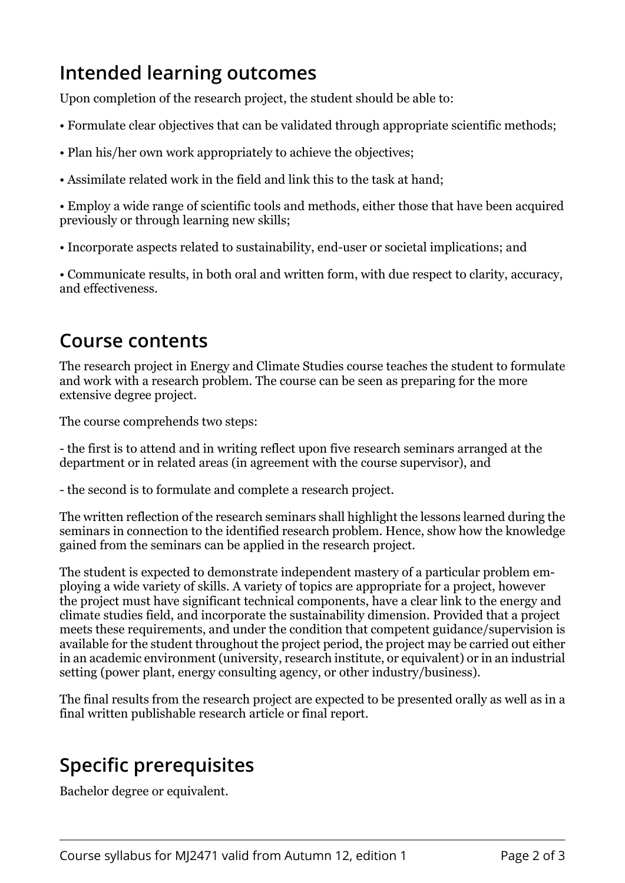## Intended learning outcomes

Upon completion of the research project, the student should be able to:

• Formulate clear objectives that can be validated through appropriate scientific methods;

• Plan his/her own work appropriately to achieve the objectives;

• Assimilate related work in the field and link this to the task at hand;

• Employ a wide range of scientific tools and methods, either those that have been acquired previously or through learning new skills;

• Incorporate aspects related to sustainability, end-user or societal implications; and

• Communicate results, in both oral and written form, with due respect to clarity, accuracy, and effectiveness.

## Course contents

The research project in Energy and Climate Studies course teaches the student to formulate and work with a research problem. The course can be seen as preparing for the more extensive degree project.

The course comprehends two steps:

- the first is to attend and in writing reflect upon five research seminars arranged at the department or in related areas (in agreement with the course supervisor), and

- the second is to formulate and complete a research project.

The written reflection of the research seminars shall highlight the lessons learned during the seminars in connection to the identified research problem. Hence, show how the knowledge gained from the seminars can be applied in the research project.

The student is expected to demonstrate independent mastery of a particular problem employing a wide variety of skills. A variety of topics are appropriate for a project, however the project must have significant technical components, have a clear link to the energy and climate studies field, and incorporate the sustainability dimension. Provided that a project meets these requirements, and under the condition that competent guidance/supervision is available for the student throughout the project period, the project may be carried out either in an academic environment (university, research institute, or equivalent) or in an industrial setting (power plant, energy consulting agency, or other industry/business).

The final results from the research project are expected to be presented orally as well as in a final written publishable research article or final report.

## Specific prerequisites

Bachelor degree or equivalent.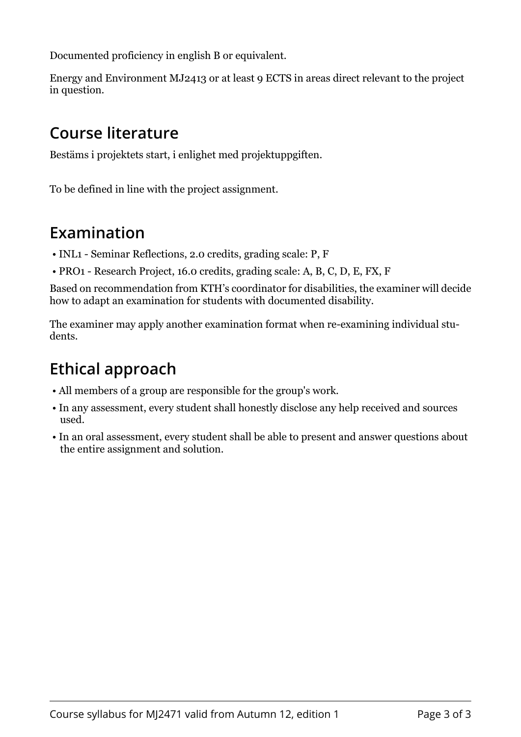Documented proficiency in english B or equivalent.

Energy and Environment MJ2413 or at least 9 ECTS in areas direct relevant to the project in question.

## Course literature

Bestäms i projektets start, i enlighet med projektuppgiften.

To be defined in line with the project assignment.

## Examination

- INL1 - Seminar Reflections, 2.0 credits, grading scale: P, F
- PRO1 - Research Project, 16.0 credits, grading scale: A, B, C, D, E, FX, F

Based on recommendation from KTH's coordinator for disabilities, the examiner will decide how to adapt an examination for students with documented disability.

The examiner may apply another examination format when re-examining individual students.

## Ethical approach

- All members of a group are responsible for the group's work.
- In any assessment, every student shall honestly disclose any help received and sources used.
- In an oral assessment, every student shall be able to present and answer questions about the entire assignment and solution.